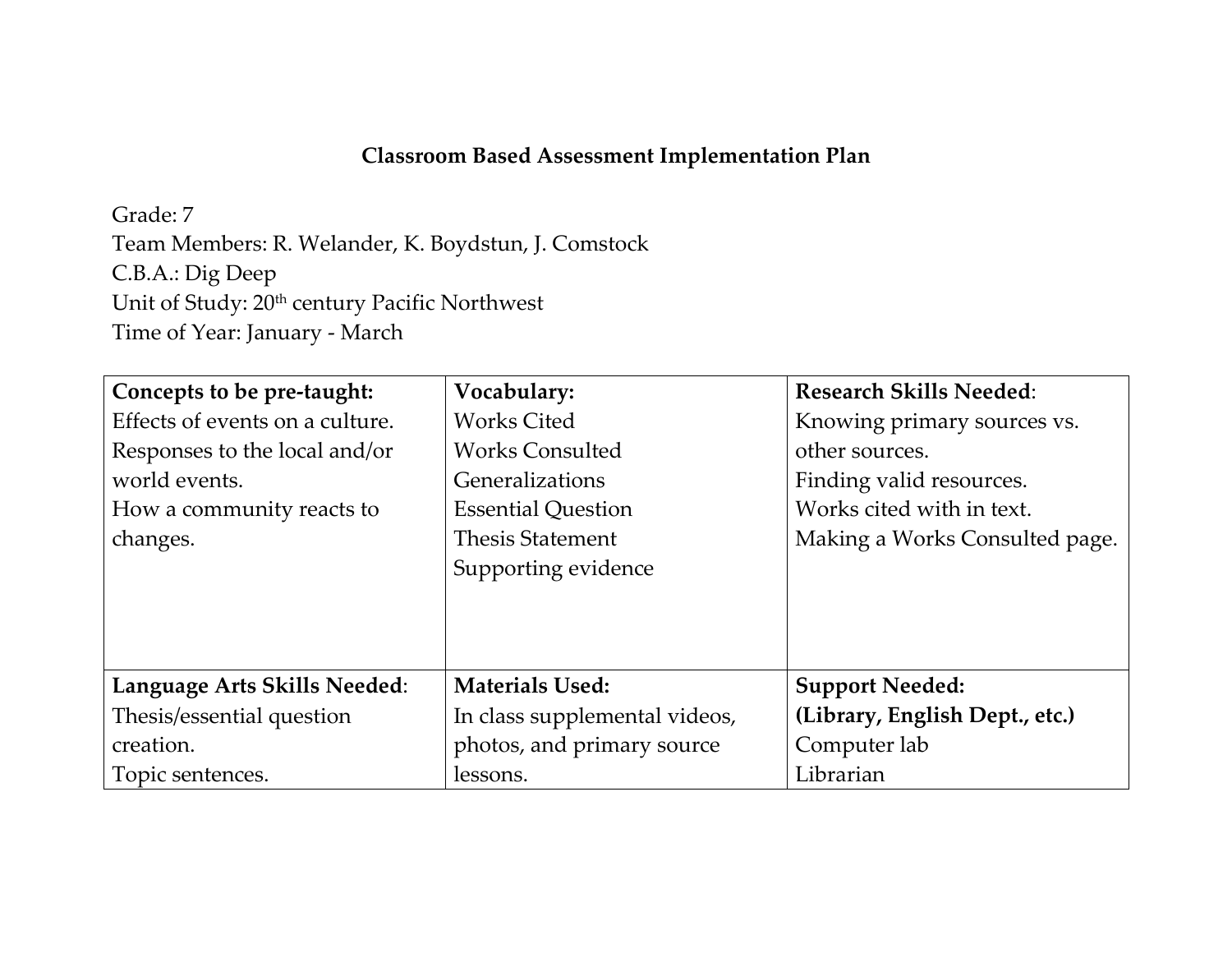# Classroom Based Assessment Implementation Plan

Grade: 7
Team Members: R. Welander, K. Boydstun, J. Comstock
C.B.A.: Dig Deep
Unit of Study: 20th century Pacific Northwest
Time of Year: January - March

| **Concepts to be pre-taught:** | **Vocabulary:** | **Research Skills Needed**: |
|---|---|---|
| Effects of events on a culture.<br>Responses to the local and/or world events.<br>How a community reacts to changes. | Works Cited<br>Works Consulted<br>Generalizations<br>Essential Question<br>Thesis Statement<br>Supporting evidence | Knowing primary sources vs. other sources.<br>Finding valid resources.<br>Works cited with in text.<br>Making a Works Consulted page. |
| **Language Arts Skills Needed**: | **Materials Used:** | **Support Needed:**<br>**(Library, English Dept., etc.)** |
| Thesis/essential question creation.<br>Topic sentences. | In class supplemental videos, photos, and primary source lessons. | Computer lab<br>Librarian |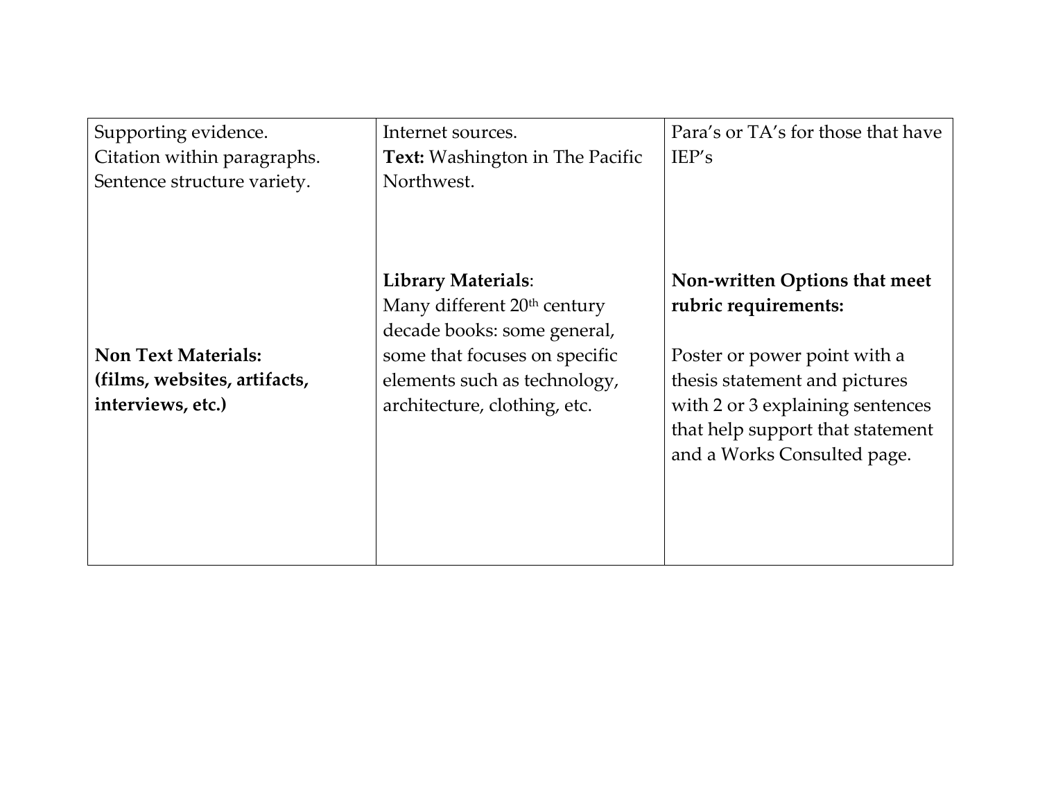| | | |
|---|---|---|
| Supporting evidence.<br>Citation within paragraphs.<br>Sentence structure variety.<br><br>**Non Text Materials:**<br>**(films, websites, artifacts, interviews, etc.)** | Internet sources.<br>**Text:** Washington in The Pacific Northwest.<br><br>**Library Materials**:<br>Many different 20th century decade books: some general, some that focuses on specific elements such as technology, architecture, clothing, etc. | Para's or TA's for those that have IEP's<br><br>**Non-written Options that meet rubric requirements:**<br><br>Poster or power point with a thesis statement and pictures with 2 or 3 explaining sentences that help support that statement and a Works Consulted page. |